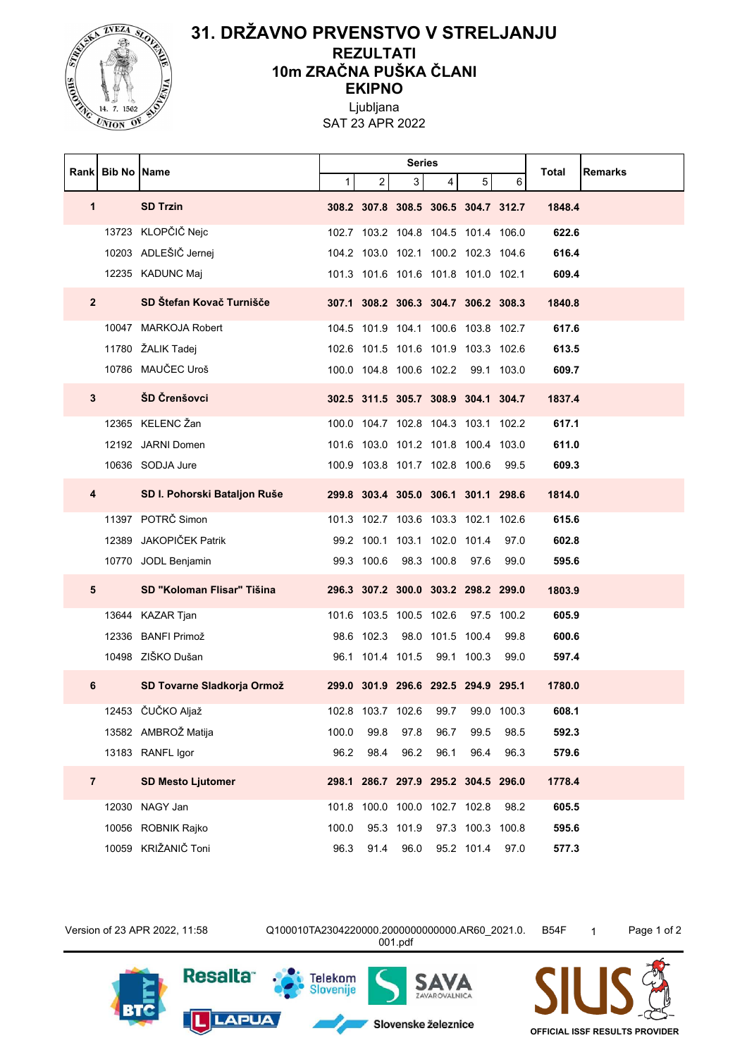# 31. DRŽAVNO PRVENSTVO V STRELJANJU

## REZULTATI

## 10m ZRAČNA PUŠKA ČLANI

## EKIPNO

Ljubljana

SAT 23 APR 2022

| Rank | Bib No | Name | Series | | | | | | Total | Remarks |
|---|---|---|---|---|---|---|---|---|---|---|
| | | | 1 | 2 | 3 | 4 | 5 | 6 | | |
| **1** | | **SD Trzin** | **308.2** | **307.8** | **308.5** | **306.5** | **304.7** | **312.7** | **1848.4** | |
| | 13723 | KLOPČIČ Nejc | 102.7 | 103.2 | 104.8 | 104.5 | 101.4 | 106.0 | **622.6** | |
| | 10203 | ADLEŠIČ Jernej | 104.2 | 103.0 | 102.1 | 100.2 | 102.3 | 104.6 | **616.4** | |
| | 12235 | KADUNC Maj | 101.3 | 101.6 | 101.6 | 101.8 | 101.0 | 102.1 | **609.4** | |
| **2** | | **SD Štefan Kovač Turnišče** | **307.1** | **308.2** | **306.3** | **304.7** | **306.2** | **308.3** | **1840.8** | |
| | 10047 | MARKOJA Robert | 104.5 | 101.9 | 104.1 | 100.6 | 103.8 | 102.7 | **617.6** | |
| | 11780 | ŽALIK Tadej | 102.6 | 101.5 | 101.6 | 101.9 | 103.3 | 102.6 | **613.5** | |
| | 10786 | MAUČEC Uroš | 100.0 | 104.8 | 100.6 | 102.2 | 99.1 | 103.0 | **609.7** | |
| **3** | | **ŠD Črenšovci** | **302.5** | **311.5** | **305.7** | **308.9** | **304.1** | **304.7** | **1837.4** | |
| | 12365 | KELENC Žan | 100.0 | 104.7 | 102.8 | 104.3 | 103.1 | 102.2 | **617.1** | |
| | 12192 | JARNI Domen | 101.6 | 103.0 | 101.2 | 101.8 | 100.4 | 103.0 | **611.0** | |
| | 10636 | SODJA Jure | 100.9 | 103.8 | 101.7 | 102.8 | 100.6 | 99.5 | **609.3** | |
| **4** | | **SD I. Pohorski Bataljon Ruše** | **299.8** | **303.4** | **305.0** | **306.1** | **301.1** | **298.6** | **1814.0** | |
| | 11397 | POTRČ Simon | 101.3 | 102.7 | 103.6 | 103.3 | 102.1 | 102.6 | **615.6** | |
| | 12389 | JAKOPIČEK Patrik | 99.2 | 100.1 | 103.1 | 102.0 | 101.4 | 97.0 | **602.8** | |
| | 10770 | JODL Benjamin | 99.3 | 100.6 | 98.3 | 100.8 | 97.6 | 99.0 | **595.6** | |
| **5** | | **SD "Koloman Flisar" Tišina** | **296.3** | **307.2** | **300.0** | **303.2** | **298.2** | **299.0** | **1803.9** | |
| | 13644 | KAZAR Tjan | 101.6 | 103.5 | 100.5 | 102.6 | 97.5 | 100.2 | **605.9** | |
| | 12336 | BANFI Primož | 98.6 | 102.3 | 98.0 | 101.5 | 100.4 | 99.8 | **600.6** | |
| | 10498 | ZIŠKO Dušan | 96.1 | 101.4 | 101.5 | 99.1 | 100.3 | 99.0 | **597.4** | |
| **6** | | **SD Tovarne Sladkorja Ormož** | **299.0** | **301.9** | **296.6** | **292.5** | **294.9** | **295.1** | **1780.0** | |
| | 12453 | ČUČKO Aljaž | 102.8 | 103.7 | 102.6 | 99.7 | 99.0 | 100.3 | **608.1** | |
| | 13582 | AMBROŽ Matija | 100.0 | 99.8 | 97.8 | 96.7 | 99.5 | 98.5 | **592.3** | |
| | 13183 | RANFL Igor | 96.2 | 98.4 | 96.2 | 96.1 | 96.4 | 96.3 | **579.6** | |
| **7** | | **SD Mesto Ljutomer** | **298.1** | **286.7** | **297.9** | **295.2** | **304.5** | **296.0** | **1778.4** | |
| | 12030 | NAGY Jan | 101.8 | 100.0 | 100.0 | 102.7 | 102.8 | 98.2 | **605.5** | |
| | 10056 | ROBNIK Rajko | 100.0 | 95.3 | 101.9 | 97.3 | 100.3 | 100.8 | **595.6** | |
| | 10059 | KRIŽANIČ Toni | 96.3 | 91.4 | 96.0 | 95.2 | 101.4 | 97.0 | **577.3** | |

Version of 23 APR 2022, 11:58 Q100010TA2304220000.2000000000000.AR60_2021.0.001.pdf B54F 1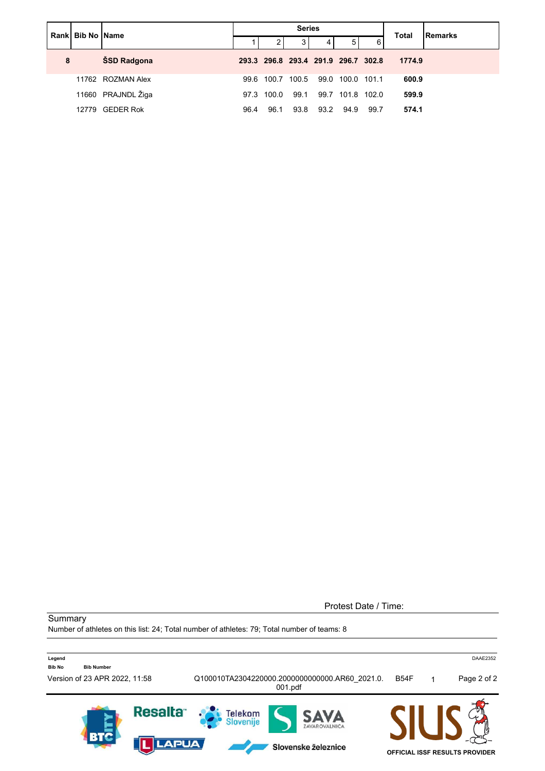| Rank | Bib No | Name | Series | | | | | | Total | Remarks |
|---|---|---|---|---|---|---|---|---|---|---|
| | | | 1 | 2 | 3 | 4 | 5 | 6 | | |
| **8** | | **ŠSD Radgona** | **293.3** | **296.8** | **293.4** | **291.9** | **296.7** | **302.8** | **1774.9** | |
| | 11762 | ROZMAN Alex | 99.6 | 100.7 | 100.5 | 99.0 | 100.0 | 101.1 | **600.9** | |
| | 11660 | PRAJNDL Žiga | 97.3 | 100.0 | 99.1 | 99.7 | 101.8 | 102.0 | **599.9** | |
| | 12779 | GEDER Rok | 96.4 | 96.1 | 93.8 | 93.2 | 94.9 | 99.7 | **574.1** | |

Protest Date / Time:

Summary

Number of athletes on this list: 24; Total number of athletes: 79; Total number of teams: 8

**Legend**

**Bib No** **Bib Number**

DAAE2352

Version of 23 APR 2022, 11:58 Q100010TA2304220000.2000000000000.AR60_2021.0.001.pdf B54F 1

OFFICIAL ISSF RESULTS PROVIDER